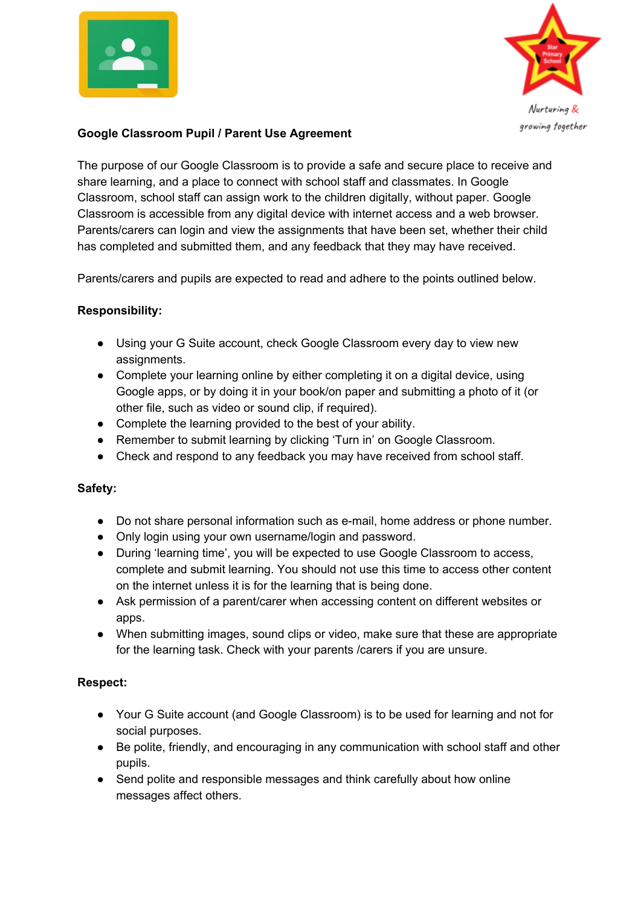Nurturing & growing together

**Google Classroom Pupil / Parent Use Agreement**

The purpose of our Google Classroom is to provide a safe and secure place to receive and share learning, and a place to connect with school staff and classmates. In Google Classroom, school staff can assign work to the children digitally, without paper. Google Classroom is accessible from any digital device with internet access and a web browser. Parents/carers can login and view the assignments that have been set, whether their child has completed and submitted them, and any feedback that they may have received.

Parents/carers and pupils are expected to read and adhere to the points outlined below.

**Responsibility:**

- Using your G Suite account, check Google Classroom every day to view new assignments.
- Complete your learning online by either completing it on a digital device, using Google apps, or by doing it in your book/on paper and submitting a photo of it (or other file, such as video or sound clip, if required).
- Complete the learning provided to the best of your ability.
- Remember to submit learning by clicking 'Turn in' on Google Classroom.
- Check and respond to any feedback you may have received from school staff.

**Safety:**

- Do not share personal information such as e-mail, home address or phone number.
- Only login using your own username/login and password.
- During 'learning time', you will be expected to use Google Classroom to access, complete and submit learning. You should not use this time to access other content on the internet unless it is for the learning that is being done.
- Ask permission of a parent/carer when accessing content on different websites or apps.
- When submitting images, sound clips or video, make sure that these are appropriate for the learning task. Check with your parents /carers if you are unsure.

**Respect:**

- Your G Suite account (and Google Classroom) is to be used for learning and not for social purposes.
- Be polite, friendly, and encouraging in any communication with school staff and other pupils.
- Send polite and responsible messages and think carefully about how online messages affect others.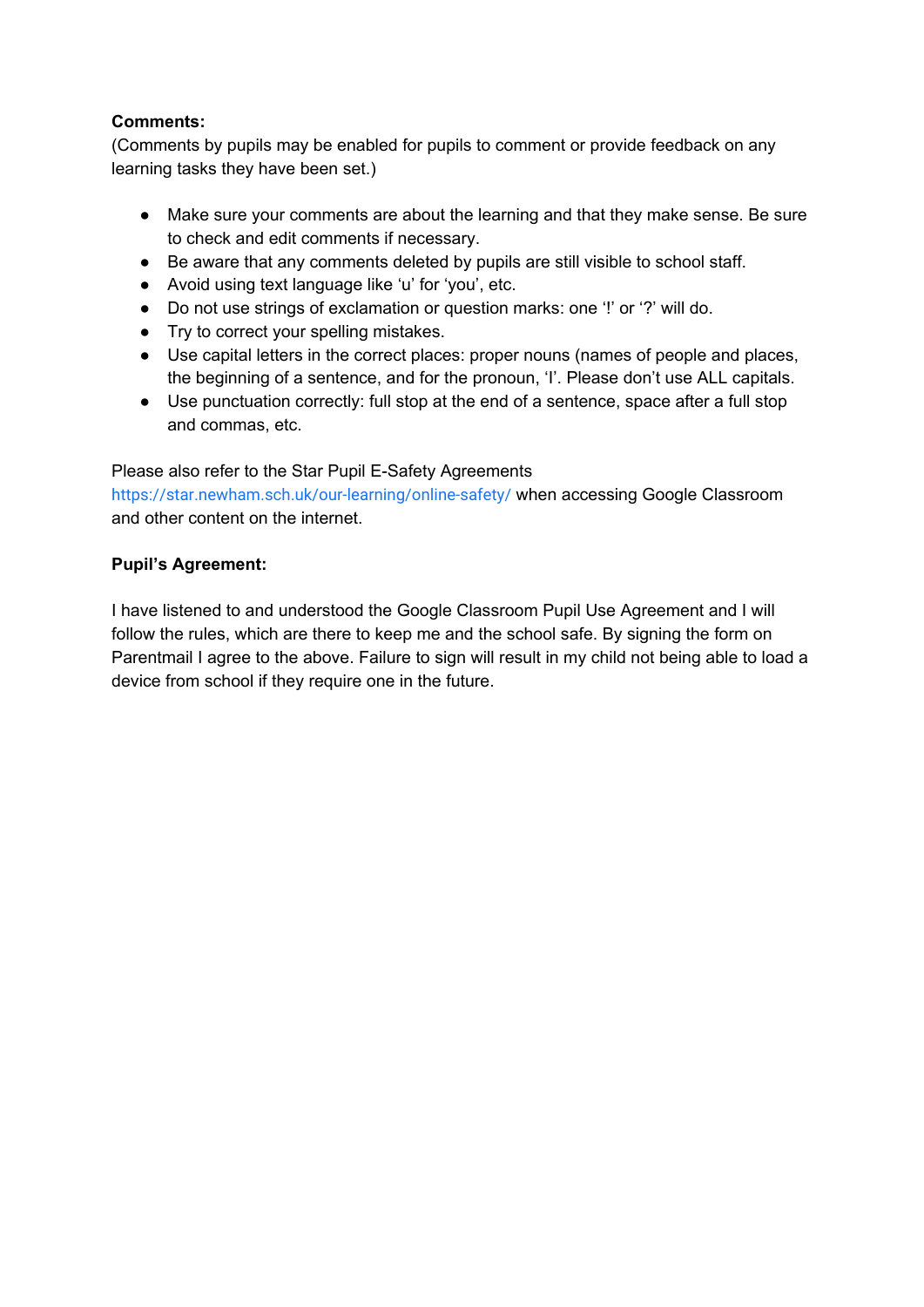**Comments:**

(Comments by pupils may be enabled for pupils to comment or provide feedback on any learning tasks they have been set.)

- Make sure your comments are about the learning and that they make sense. Be sure to check and edit comments if necessary.
- Be aware that any comments deleted by pupils are still visible to school staff.
- Avoid using text language like 'u' for 'you', etc.
- Do not use strings of exclamation or question marks: one '!' or '?' will do.
- Try to correct your spelling mistakes.
- Use capital letters in the correct places: proper nouns (names of people and places, the beginning of a sentence, and for the pronoun, 'I'. Please don't use ALL capitals.
- Use punctuation correctly: full stop at the end of a sentence, space after a full stop and commas, etc.

Please also refer to the Star Pupil E-Safety Agreements https://star.newham.sch.uk/our-learning/online-safety/ when accessing Google Classroom and other content on the internet.

**Pupil's Agreement:**

I have listened to and understood the Google Classroom Pupil Use Agreement and I will follow the rules, which are there to keep me and the school safe. By signing the form on Parentmail I agree to the above. Failure to sign will result in my child not being able to load a device from school if they require one in the future.